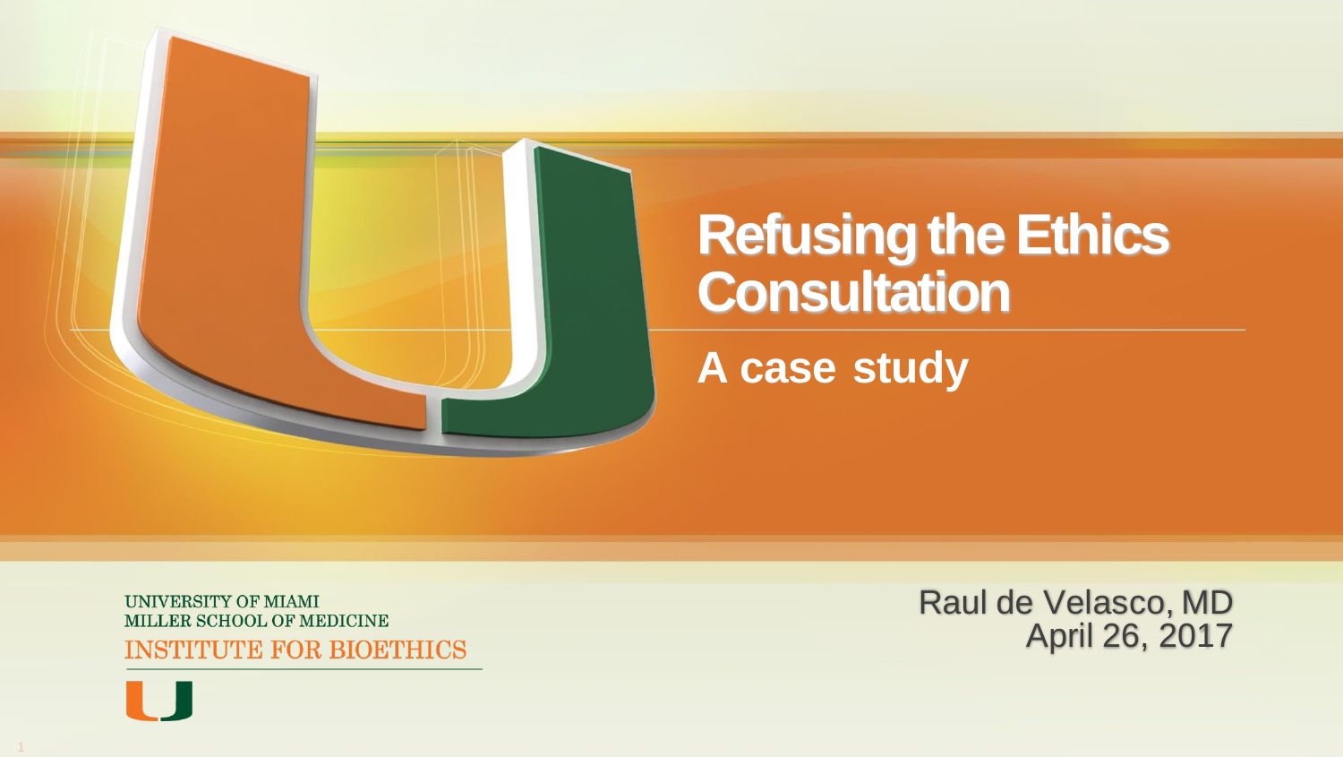# Refusing the Ethics Consultation

## A case study

UNIVERSITY OF MIAMI
MILLER SCHOOL OF MEDICINE
INSTITUTE FOR BIOETHICS

Raul de Velasco, MD
April 26, 2017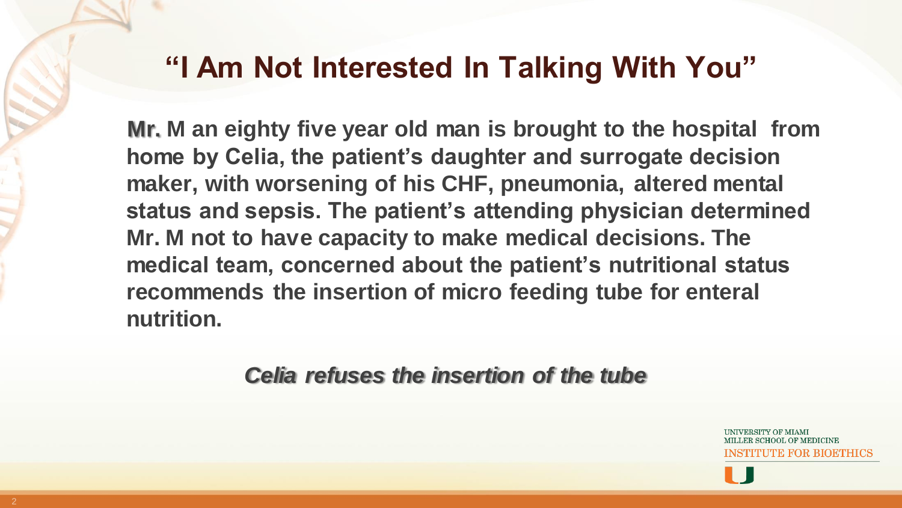# “I Am Not Interested In Talking With You”

**Mr. M an eighty five year old man is brought to the hospital from home by Celia, the patient’s daughter and surrogate decision maker, with worsening of his CHF, pneumonia, altered mental status and sepsis. The patient’s attending physician determined Mr. M not to have capacity to make medical decisions. The medical team, concerned about the patient’s nutritional status recommends the insertion of micro feeding tube for enteral nutrition.**

***Celia refuses the insertion of the tube***

UNIVERSITY OF MIAMI
MILLER SCHOOL OF MEDICINE
INSTITUTE FOR BIOETHICS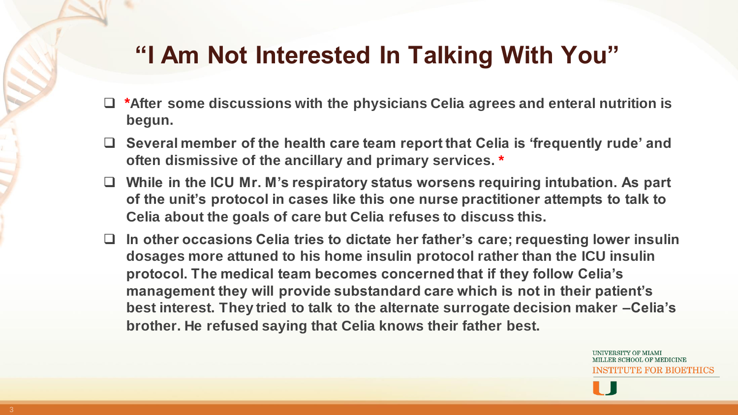# "I Am Not Interested In Talking With You"

- ***After some discussions with the physicians Celia agrees and enteral nutrition is begun.**
- **Several member of the health care team report that Celia is 'frequently rude' and often dismissive of the ancillary and primary services. ***
- **While in the ICU Mr. M's respiratory status worsens requiring intubation. As part of the unit's protocol in cases like this one nurse practitioner attempts to talk to Celia about the goals of care but Celia refuses to discuss this.**
- **In other occasions Celia tries to dictate her father's care; requesting lower insulin dosages more attuned to his home insulin protocol rather than the ICU insulin protocol. The medical team becomes concerned that if they follow Celia's management they will provide substandard care which is not in their patient's best interest. They tried to talk to the alternate surrogate decision maker –Celia's brother. He refused saying that Celia knows their father best.**

UNIVERSITY OF MIAMI
MILLER SCHOOL OF MEDICINE
INSTITUTE FOR BIOETHICS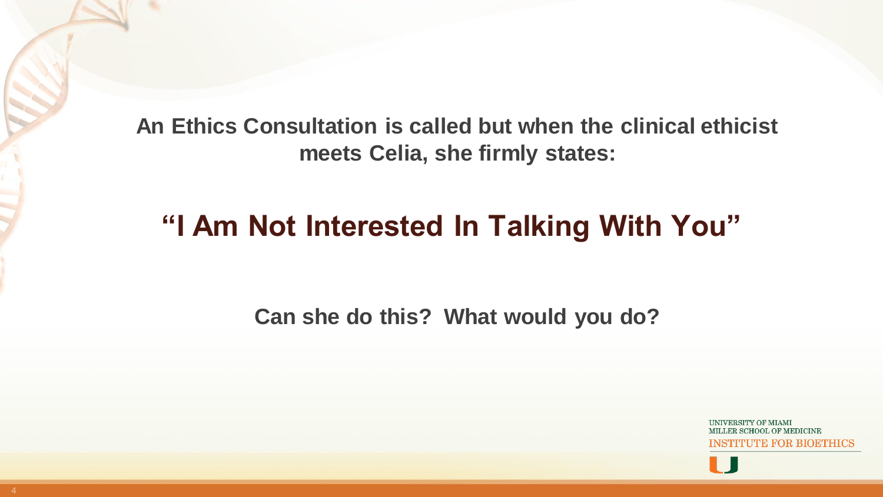**An Ethics Consultation is called but when the clinical ethicist meets Celia, she firmly states:**

## "I Am Not Interested In Talking With You"

**Can she do this? What would you do?**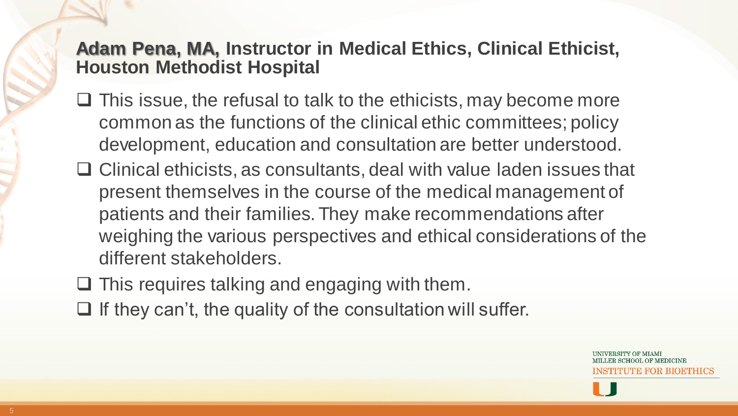## **Adam Pena, MA,** Instructor in Medical Ethics, Clinical Ethicist, Houston Methodist Hospital

- This issue, the refusal to talk to the ethicists, may become more common as the functions of the clinical ethic committees; policy development, education and consultation are better understood.
- Clinical ethicists, as consultants, deal with value laden issues that present themselves in the course of the medical management of patients and their families. They make recommendations after weighing the various perspectives and ethical considerations of the different stakeholders.
- This requires talking and engaging with them.
- If they can't, the quality of the consultation will suffer.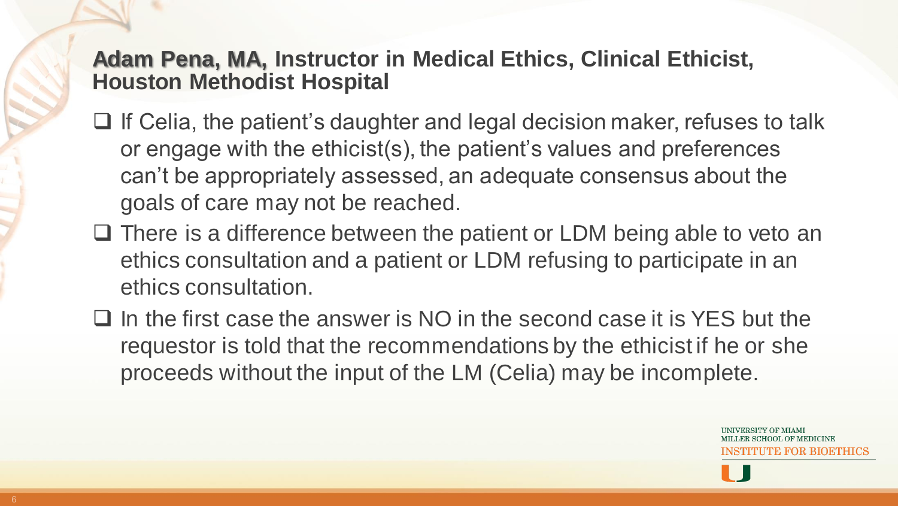## **Adam Pena, MA,** Instructor in Medical Ethics, Clinical Ethicist, Houston Methodist Hospital

- If Celia, the patient's daughter and legal decision maker, refuses to talk or engage with the ethicist(s), the patient's values and preferences can't be appropriately assessed, an adequate consensus about the goals of care may not be reached.
- There is a difference between the patient or LDM being able to veto an ethics consultation and a patient or LDM refusing to participate in an ethics consultation.
- In the first case the answer is NO in the second case it is YES but the requestor is told that the recommendations by the ethicist if he or she proceeds without the input of the LM (Celia) may be incomplete.

UNIVERSITY OF MIAMI
MILLER SCHOOL OF MEDICINE
INSTITUTE FOR BIOETHICS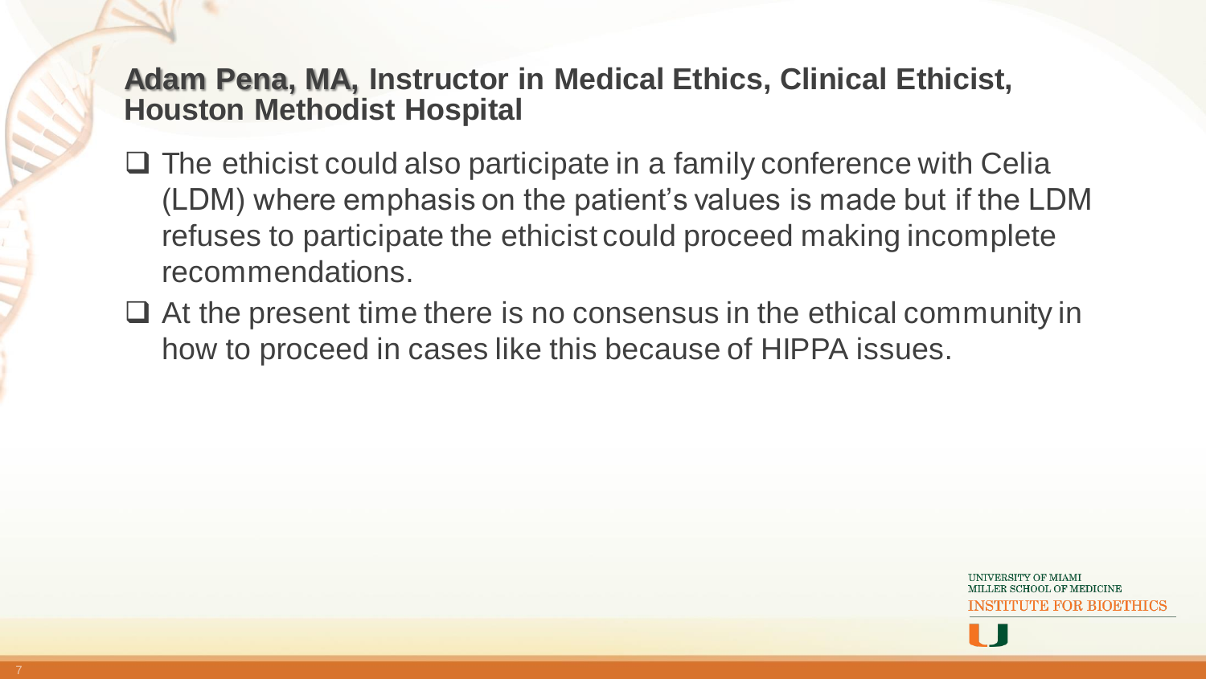## **Adam Pena, MA,** Instructor in Medical Ethics, Clinical Ethicist, Houston Methodist Hospital

- The ethicist could also participate in a family conference with Celia (LDM) where emphasis on the patient's values is made but if the LDM refuses to participate the ethicist could proceed making incomplete recommendations.
- At the present time there is no consensus in the ethical community in how to proceed in cases like this because of HIPPA issues.

UNIVERSITY OF MIAMI
MILLER SCHOOL OF MEDICINE
INSTITUTE FOR BIOETHICS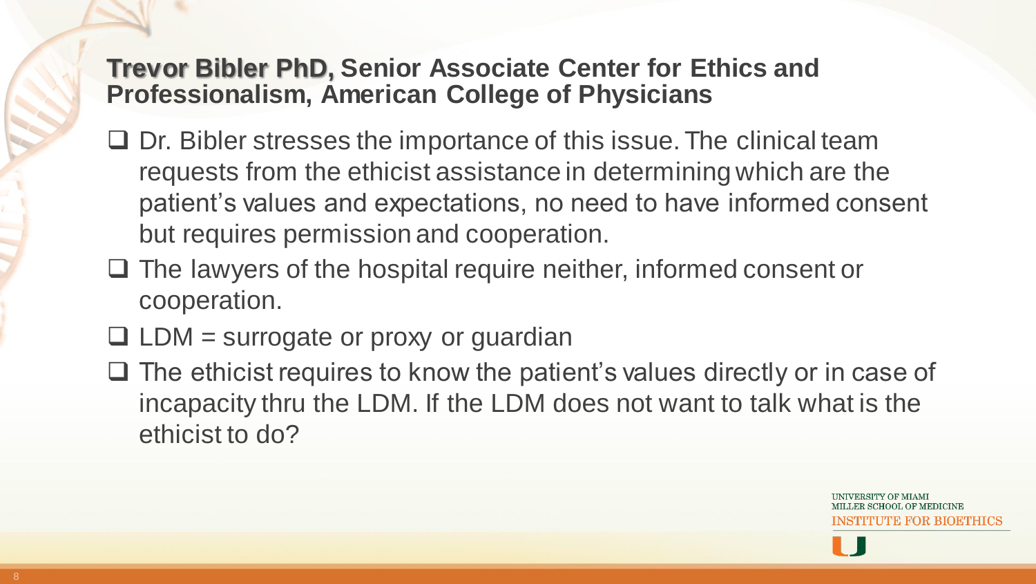## **Trevor Bibler PhD,** Senior Associate Center for Ethics and Professionalism, American College of Physicians

- Dr. Bibler stresses the importance of this issue. The clinical team requests from the ethicist assistance in determining which are the patient's values and expectations, no need to have informed consent but requires permission and cooperation.
- The lawyers of the hospital require neither, informed consent or cooperation.
- LDM = surrogate or proxy or guardian
- The ethicist requires to know the patient's values directly or in case of incapacity thru the LDM. If the LDM does not want to talk what is the ethicist to do?

UNIVERSITY OF MIAMI
MILLER SCHOOL OF MEDICINE
INSTITUTE FOR BIOETHICS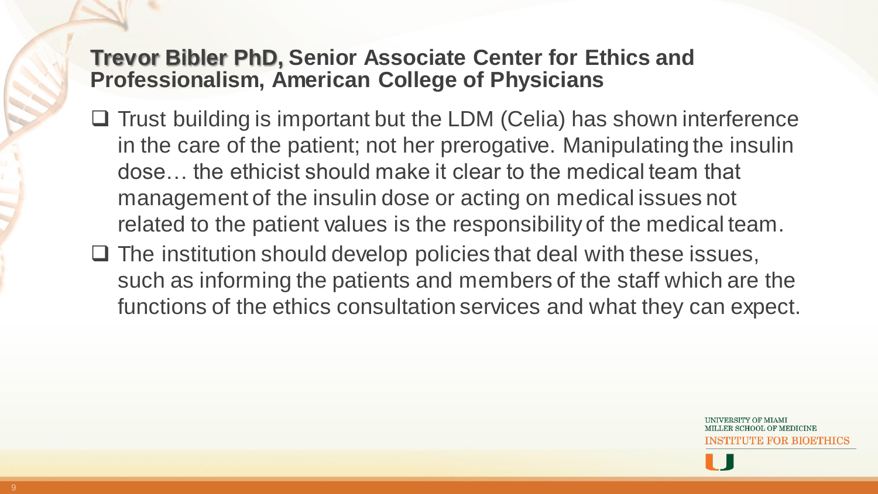## **Trevor Bibler PhD,** Senior Associate Center for Ethics and Professionalism, American College of Physicians

- Trust building is important but the LDM (Celia) has shown interference in the care of the patient; not her prerogative. Manipulating the insulin dose… the ethicist should make it clear to the medical team that management of the insulin dose or acting on medical issues not related to the patient values is the responsibility of the medical team.
- The institution should develop policies that deal with these issues, such as informing the patients and members of the staff which are the functions of the ethics consultation services and what they can expect.